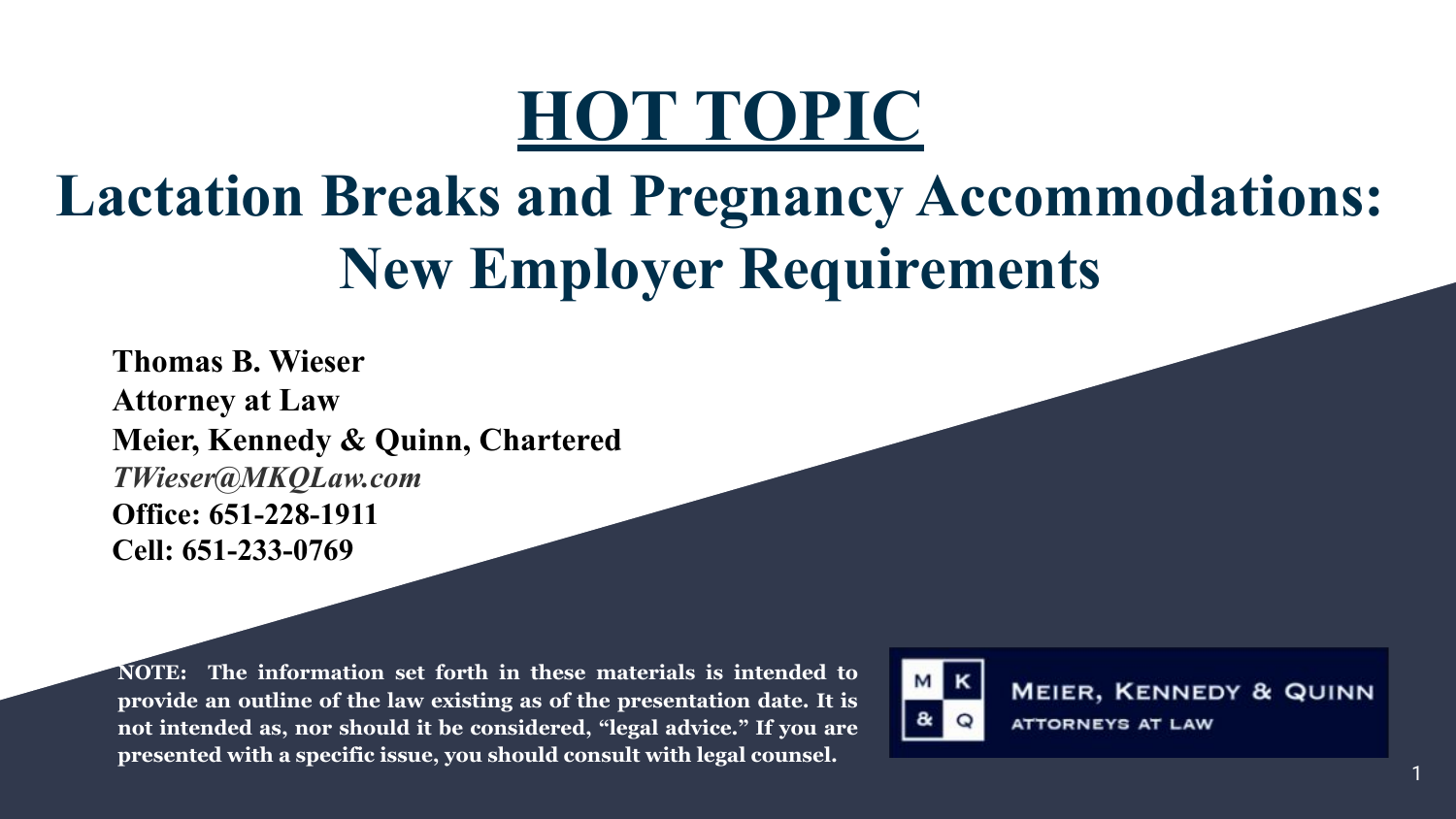# HOT TOPIC

## Lactation Breaks and Pregnancy Accommodations: New Employer Requirements

**Thomas B. Wieser**
**Attorney at Law**
**Meier, Kennedy & Quinn, Chartered**
*TWieser@MKQLaw.com*
**Office: 651-228-1911**
**Cell: 651-233-0769**

**NOTE: The information set forth in these materials is intended to provide an outline of the law existing as of the presentation date. It is not intended as, nor should it be considered, "legal advice." If you are presented with a specific issue, you should consult with legal counsel.**

MEIER, KENNEDY & QUINN
ATTORNEYS AT LAW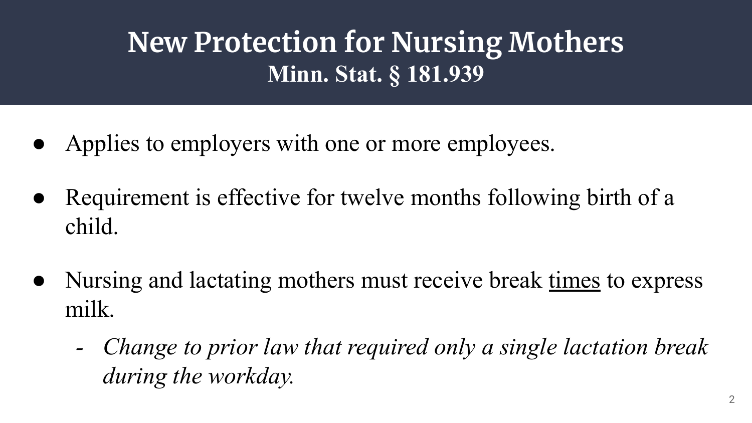# New Protection for Nursing Mothers
## Minn. Stat. § 181.939

- Applies to employers with one or more employees.
- Requirement is effective for twelve months following birth of a child.
- Nursing and lactating mothers must receive break <u>times</u> to express milk.
  - *Change to prior law that required only a single lactation break during the workday.*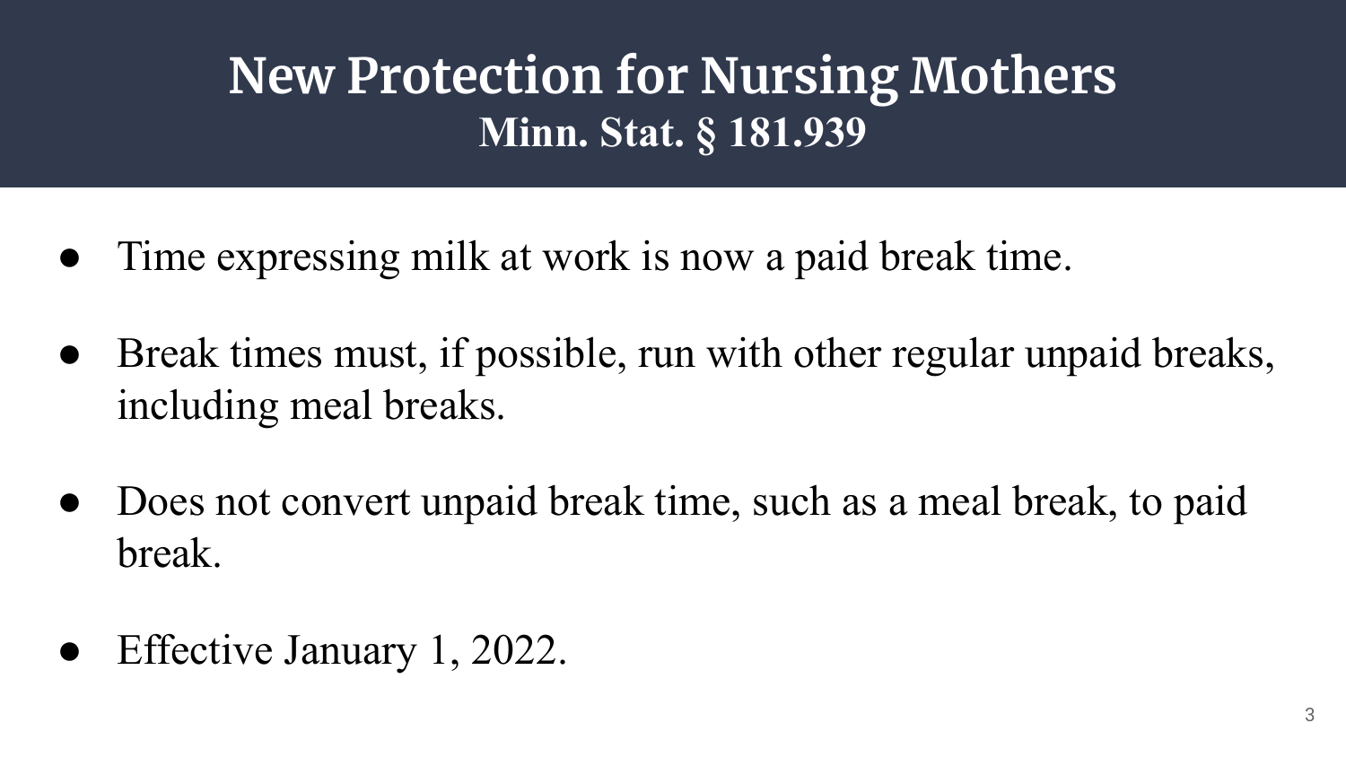# New Protection for Nursing Mothers

**Minn. Stat. § 181.939**

- Time expressing milk at work is now a paid break time.
- Break times must, if possible, run with other regular unpaid breaks, including meal breaks.
- Does not convert unpaid break time, such as a meal break, to paid break.
- Effective January 1, 2022.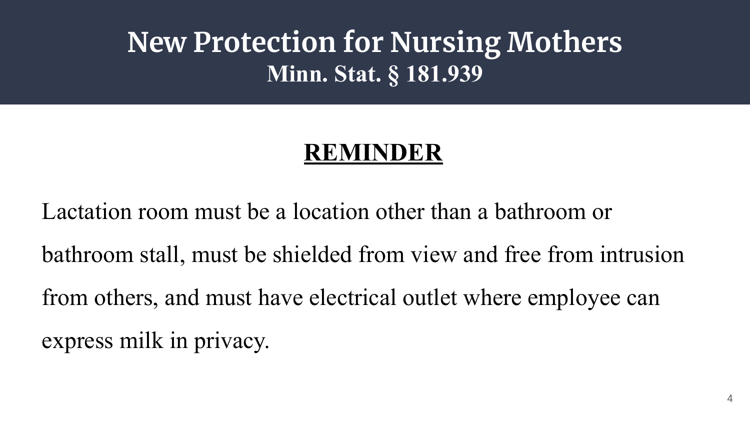# New Protection for Nursing Mothers
## Minn. Stat. § 181.939

### REMINDER

Lactation room must be a location other than a bathroom or bathroom stall, must be shielded from view and free from intrusion from others, and must have electrical outlet where employee can express milk in privacy.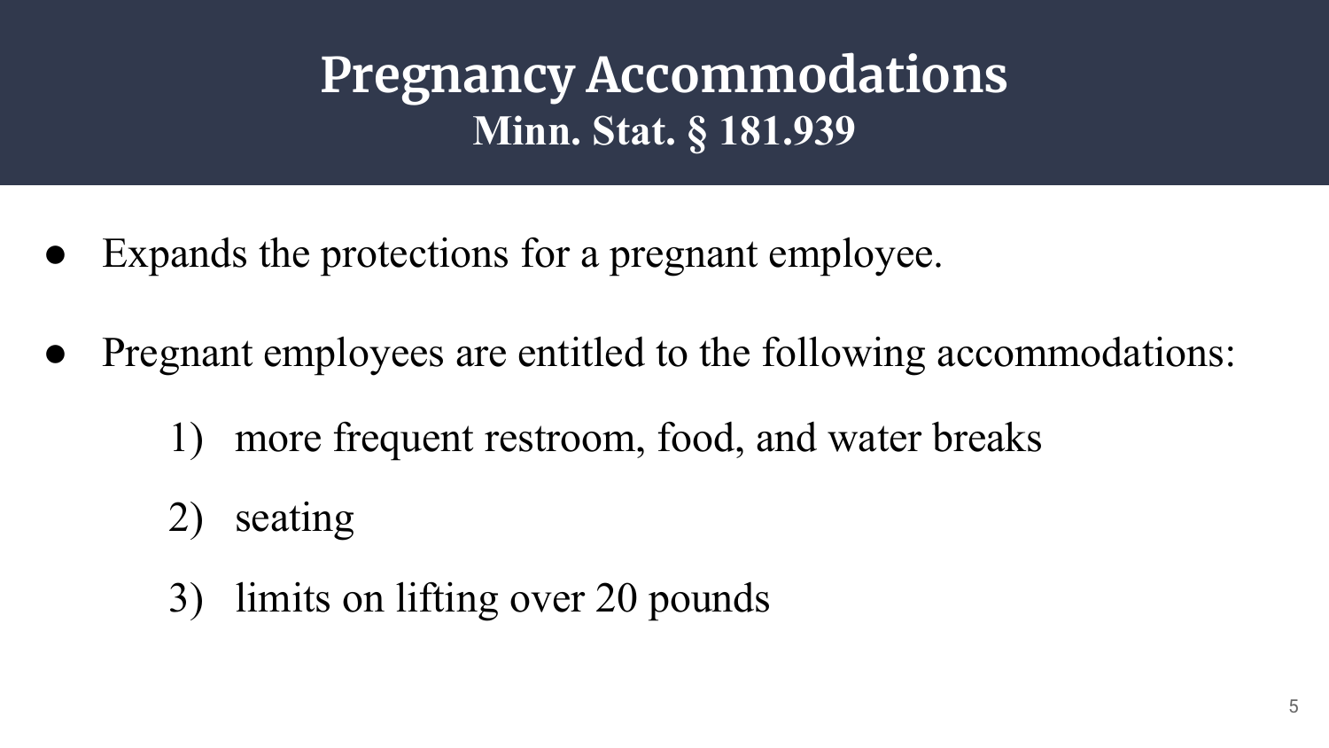# Pregnancy Accommodations

## Minn. Stat. § 181.939

- Expands the protections for a pregnant employee.
- Pregnant employees are entitled to the following accommodations:
  1) more frequent restroom, food, and water breaks
  2) seating
  3) limits on lifting over 20 pounds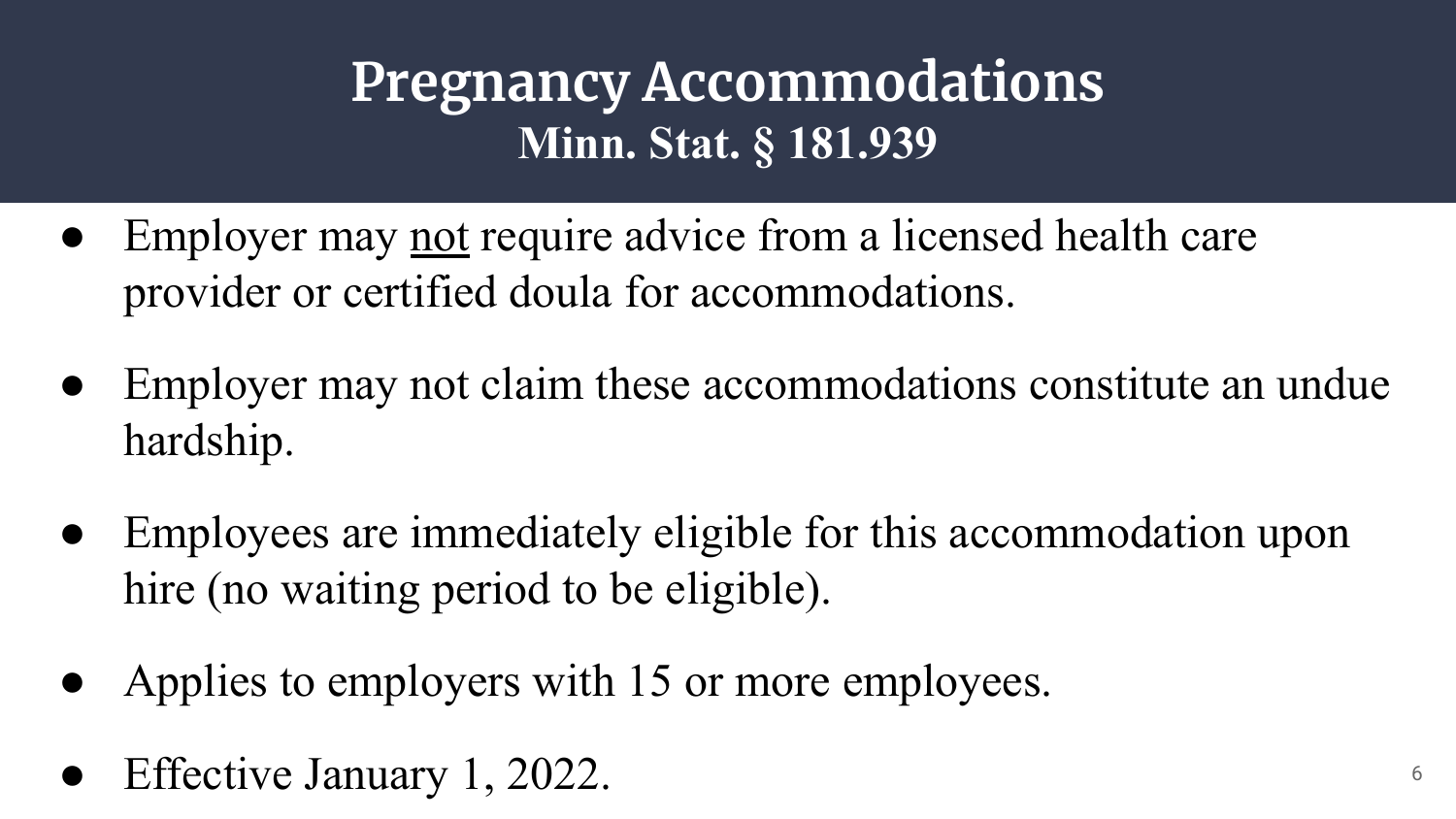# Pregnancy Accommodations
## Minn. Stat. § 181.939

- Employer may <u>not</u> require advice from a licensed health care provider or certified doula for accommodations.
- Employer may not claim these accommodations constitute an undue hardship.
- Employees are immediately eligible for this accommodation upon hire (no waiting period to be eligible).
- Applies to employers with 15 or more employees.
- Effective January 1, 2022.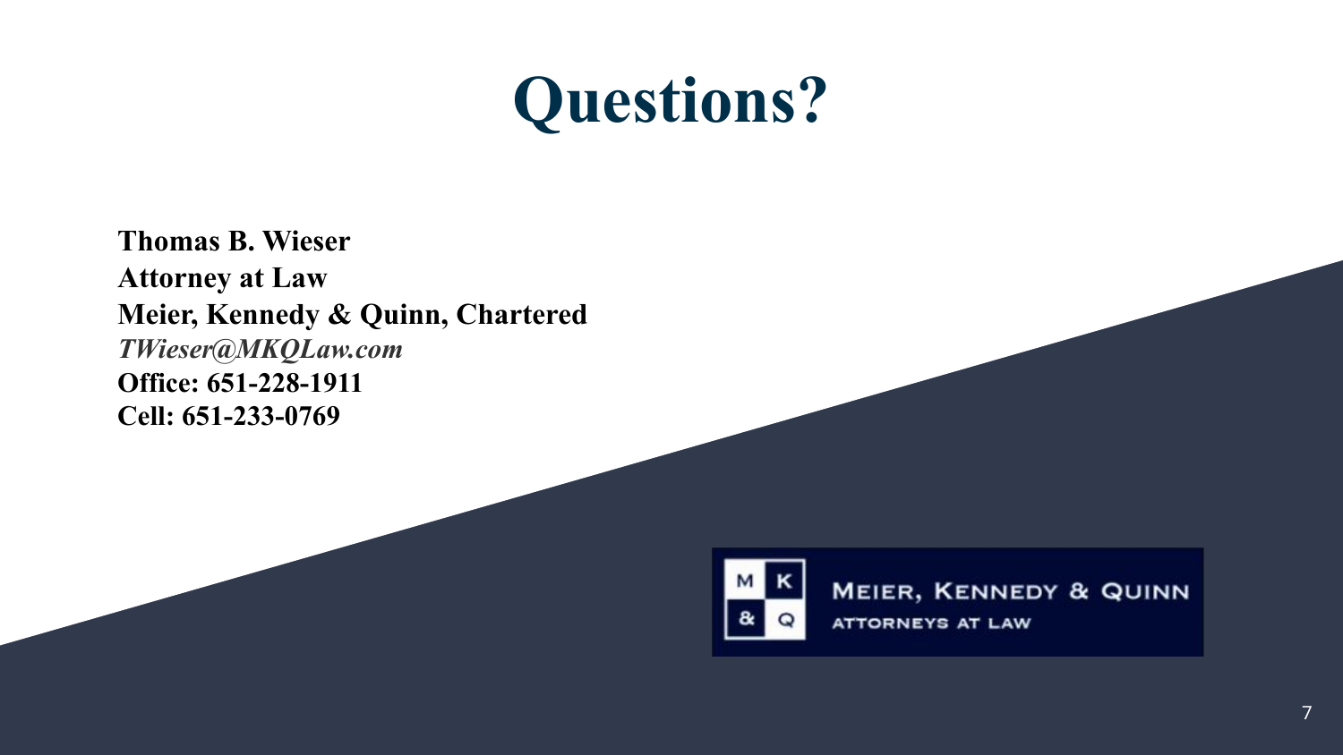# Questions?

**Thomas B. Wieser**
**Attorney at Law**
**Meier, Kennedy & Quinn, Chartered**
***TWieser@MKQLaw.com***
**Office: 651-228-1911**
**Cell: 651-233-0769**

M K & Q

MEIER, KENNEDY & QUINN
ATTORNEYS AT LAW